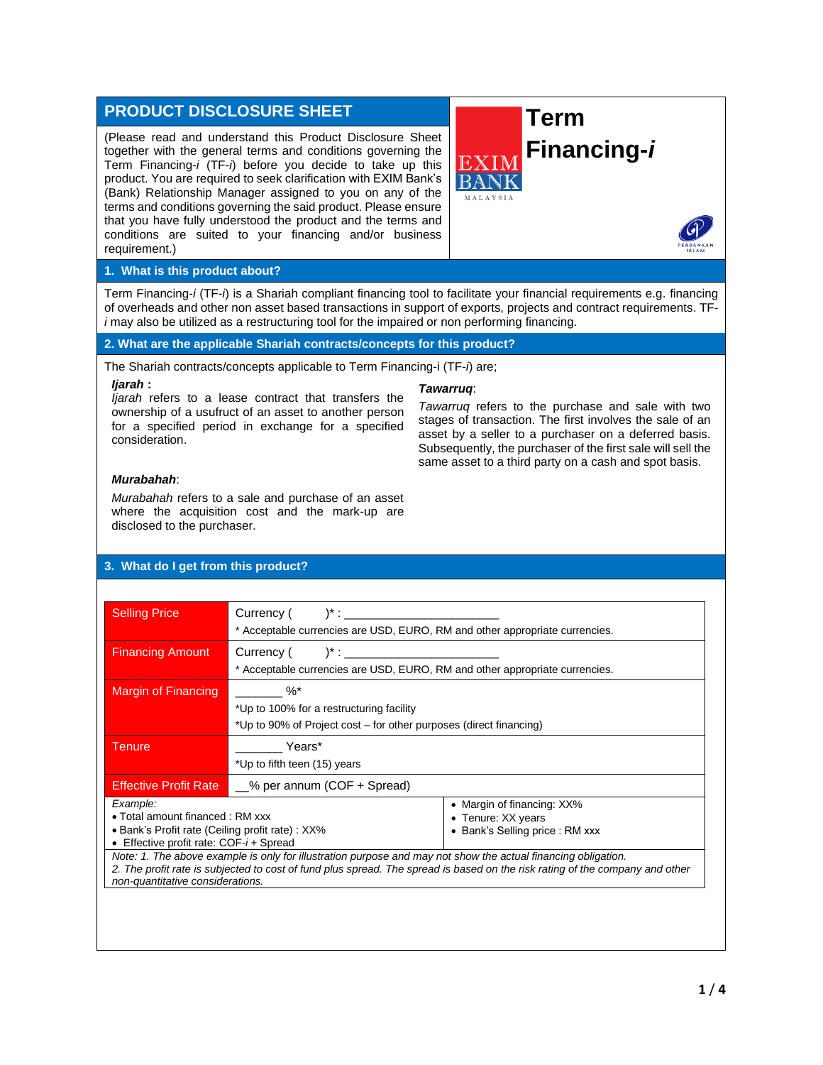# PRODUCT DISCLOSURE SHEET

## Term Financing-*i*

(Please read and understand this Product Disclosure Sheet together with the general terms and conditions governing the Term Financing-*i* (TF-*i*) before you decide to take up this product. You are required to seek clarification with EXIM Bank's (Bank) Relationship Manager assigned to you on any of the terms and conditions governing the said product. Please ensure that you have fully understood the product and the terms and conditions are suited to your financing and/or business requirement.)

## 1. What is this product about?

Term Financing-*i* (TF-*i*) is a Shariah compliant financing tool to facilitate your financial requirements e.g. financing of overheads and other non asset based transactions in support of exports, projects and contract requirements. TF-*i* may also be utilized as a restructuring tool for the impaired or non performing financing.

## 2. What are the applicable Shariah contracts/concepts for this product?

The Shariah contracts/concepts applicable to Term Financing-i (TF-*i*) are;

***Ijarah* :**
*Ijarah* refers to a lease contract that transfers the ownership of a usufruct of an asset to another person for a specified period in exchange for a specified consideration.

***Murabahah***:
*Murabahah* refers to a sale and purchase of an asset where the acquisition cost and the mark-up are disclosed to the purchaser.

***Tawarruq***:
*Tawarruq* refers to the purchase and sale with two stages of transaction. The first involves the sale of an asset by a seller to a purchaser on a deferred basis. Subsequently, the purchaser of the first sale will sell the same asset to a third party on a cash and spot basis.

## 3. What do I get from this product?

| | |
|---|---|
| Selling Price | Currency (      )* : ______________________<br>* Acceptable currencies are USD, EURO, RM and other appropriate currencies. |
| Financing Amount | Currency (      )* : ______________________<br>* Acceptable currencies are USD, EURO, RM and other appropriate currencies. |
| Margin of Financing | _______ %*<br>*Up to 100% for a restructuring facility<br>*Up to 90% of Project cost – for other purposes (direct financing) |
| Tenure | _______ Years*<br>*Up to fifth teen (15) years |
| Effective Profit Rate | __% per annum (COF + Spread) |

*Example:*
- Total amount financed : RM xxx
- Bank's Profit rate (Ceiling profit rate) : XX%
- Effective profit rate: COF-*i* + Spread
- Margin of financing: XX%
- Tenure: XX years
- Bank's Selling price : RM xxx

*Note: 1. The above example is only for illustration purpose and may not show the actual financing obligation.*
*2. The profit rate is subjected to cost of fund plus spread. The spread is based on the risk rating of the company and other non-quantitative considerations.*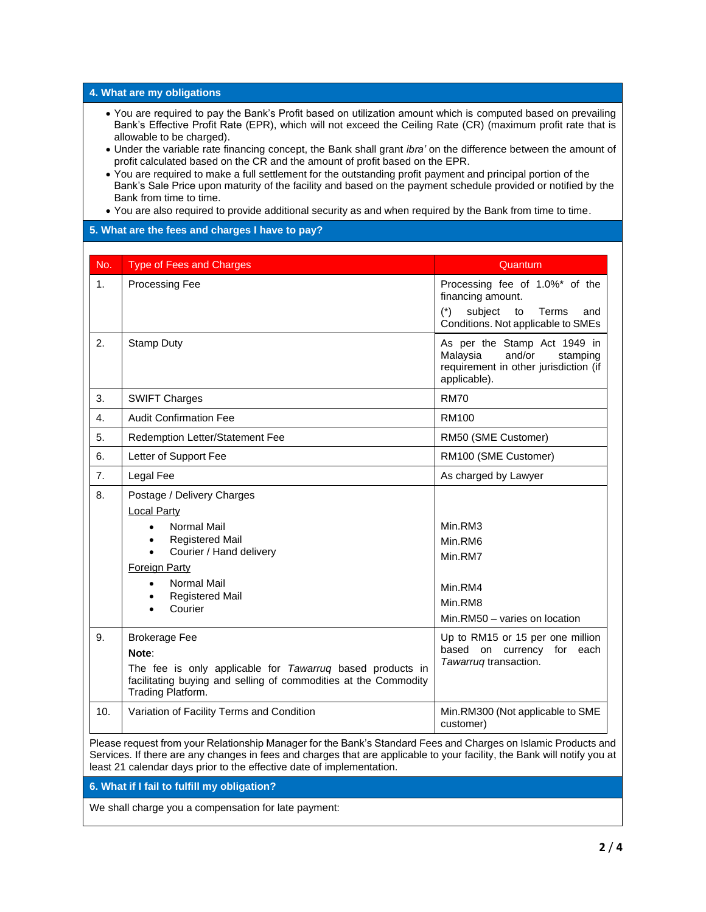## 4. What are my obligations

- You are required to pay the Bank's Profit based on utilization amount which is computed based on prevailing Bank's Effective Profit Rate (EPR), which will not exceed the Ceiling Rate (CR) (maximum profit rate that is allowable to be charged).
- Under the variable rate financing concept, the Bank shall grant *ibra'* on the difference between the amount of profit calculated based on the CR and the amount of profit based on the EPR.
- You are required to make a full settlement for the outstanding profit payment and principal portion of the Bank's Sale Price upon maturity of the facility and based on the payment schedule provided or notified by the Bank from time to time.
- You are also required to provide additional security as and when required by the Bank from time to time.

## 5. What are the fees and charges I have to pay?

| No. | Type of Fees and Charges | Quantum |
|---|---|---|
| 1. | Processing Fee | Processing fee of 1.0%* of the financing amount.<br>(*) subject to Terms and Conditions. Not applicable to SMEs |
| 2. | Stamp Duty | As per the Stamp Act 1949 in Malaysia and/or stamping requirement in other jurisdiction (if applicable). |
| 3. | SWIFT Charges | RM70 |
| 4. | Audit Confirmation Fee | RM100 |
| 5. | Redemption Letter/Statement Fee | RM50 (SME Customer) |
| 6. | Letter of Support Fee | RM100 (SME Customer) |
| 7. | Legal Fee | As charged by Lawyer |
| 8. | Postage / Delivery Charges<br>Local Party<br>• Normal Mail<br>• Registered Mail<br>• Courier / Hand delivery<br>Foreign Party<br>• Normal Mail<br>• Registered Mail<br>• Courier | <br><br>Min.RM3<br>Min.RM6<br>Min.RM7<br><br>Min.RM4<br>Min.RM8<br>Min.RM50 – varies on location |
| 9. | Brokerage Fee<br>**Note**:<br>The fee is only applicable for *Tawarruq* based products in facilitating buying and selling of commodities at the Commodity Trading Platform. | Up to RM15 or 15 per one million based on currency for each *Tawarruq* transaction. |
| 10. | Variation of Facility Terms and Condition | Min.RM300 (Not applicable to SME customer) |

Please request from your Relationship Manager for the Bank's Standard Fees and Charges on Islamic Products and Services. If there are any changes in fees and charges that are applicable to your facility, the Bank will notify you at least 21 calendar days prior to the effective date of implementation.

## 6. What if I fail to fulfill my obligation?

We shall charge you a compensation for late payment: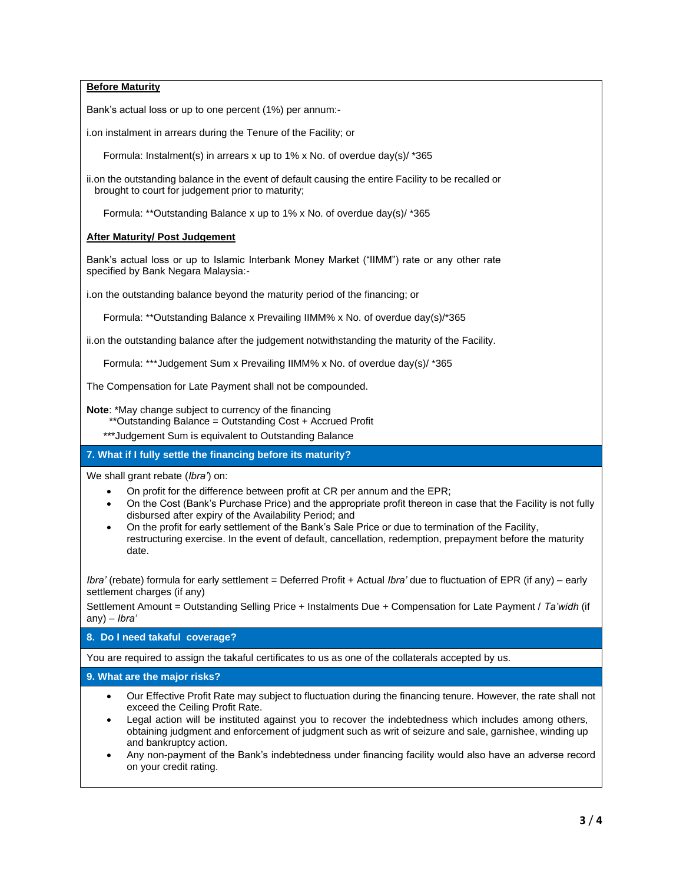**Before Maturity**

Bank's actual loss or up to one percent (1%) per annum:-

i.on instalment in arrears during the Tenure of the Facility; or

Formula: Instalment(s) in arrears x up to 1% x No. of overdue day(s)/ *365

ii.on the outstanding balance in the event of default causing the entire Facility to be recalled or brought to court for judgement prior to maturity;

Formula: **Outstanding Balance x up to 1% x No. of overdue day(s)/ *365

**After Maturity/ Post Judgement**

Bank's actual loss or up to Islamic Interbank Money Market ("IIMM") rate or any other rate specified by Bank Negara Malaysia:-

i.on the outstanding balance beyond the maturity period of the financing; or

Formula: **Outstanding Balance x Prevailing IIMM% x No. of overdue day(s)/*365

ii.on the outstanding balance after the judgement notwithstanding the maturity of the Facility.

Formula: ***Judgement Sum x Prevailing IIMM% x No. of overdue day(s)/ *365

The Compensation for Late Payment shall not be compounded.

**Note**: *May change subject to currency of the financing
**Outstanding Balance = Outstanding Cost + Accrued Profit
***Judgement Sum is equivalent to Outstanding Balance

## 7. What if I fully settle the financing before its maturity?

We shall grant rebate (*Ibra'*) on:

- On profit for the difference between profit at CR per annum and the EPR;
- On the Cost (Bank's Purchase Price) and the appropriate profit thereon in case that the Facility is not fully disbursed after expiry of the Availability Period; and
- On the profit for early settlement of the Bank's Sale Price or due to termination of the Facility, restructuring exercise. In the event of default, cancellation, redemption, prepayment before the maturity date.

*Ibra'* (rebate) formula for early settlement = Deferred Profit + Actual *Ibra'* due to fluctuation of EPR (if any) – early settlement charges (if any)

Settlement Amount = Outstanding Selling Price + Instalments Due + Compensation for Late Payment / *Ta'widh* (if any) – *Ibra'*

## 8. Do I need takaful coverage?

You are required to assign the takaful certificates to us as one of the collaterals accepted by us.

## 9. What are the major risks?

- Our Effective Profit Rate may subject to fluctuation during the financing tenure. However, the rate shall not exceed the Ceiling Profit Rate.
- Legal action will be instituted against you to recover the indebtedness which includes among others, obtaining judgment and enforcement of judgment such as writ of seizure and sale, garnishee, winding up and bankruptcy action.
- Any non-payment of the Bank's indebtedness under financing facility would also have an adverse record on your credit rating.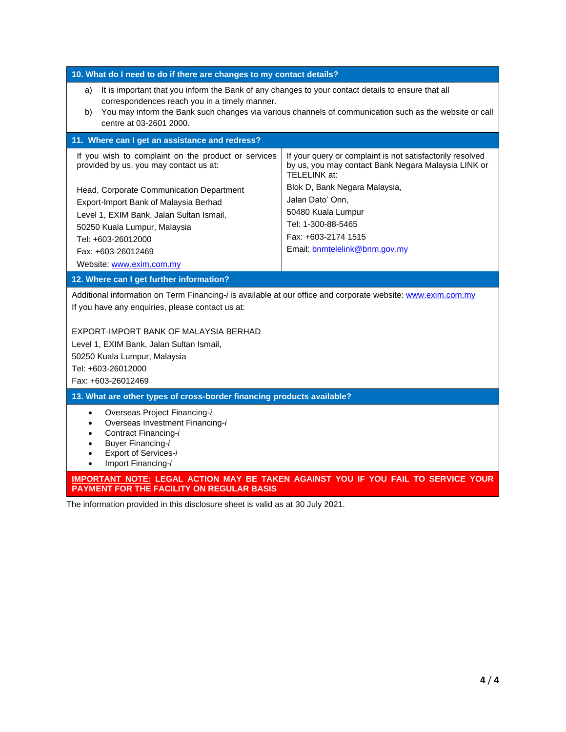### 10. What do I need to do if there are changes to my contact details?

a) It is important that you inform the Bank of any changes to your contact details to ensure that all correspondences reach you in a timely manner.

b) You may inform the Bank such changes via various channels of communication such as the website or call centre at 03-2601 2000.

### 11. Where can I get an assistance and redress?

| | |
|---|---|
| If you wish to complaint on the product or services provided by us, you may contact us at:<br><br>Head, Corporate Communication Department<br>Export-Import Bank of Malaysia Berhad<br>Level 1, EXIM Bank, Jalan Sultan Ismail,<br>50250 Kuala Lumpur, Malaysia<br>Tel: +603-26012000<br>Fax: +603-26012469<br>Website: www.exim.com.my | If your query or complaint is not satisfactorily resolved by us, you may contact Bank Negara Malaysia LINK or TELELINK at:<br><br>Blok D, Bank Negara Malaysia,<br>Jalan Dato' Onn,<br>50480 Kuala Lumpur<br>Tel: 1-300-88-5465<br>Fax: +603-2174 1515<br>Email: bnmtelelink@bnm.gov.my |

### 12. Where can I get further information?

Additional information on Term Financing-*i* is available at our office and corporate website: www.exim.com.my
If you have any enquiries, please contact us at:

EXPORT-IMPORT BANK OF MALAYSIA BERHAD
Level 1, EXIM Bank, Jalan Sultan Ismail,
50250 Kuala Lumpur, Malaysia
Tel: +603-26012000
Fax: +603-26012469

### 13. What are other types of cross-border financing products available?

- Overseas Project Financing-*i*
- Overseas Investment Financing-*i*
- Contract Financing-*i*
- Buyer Financing-*i*
- Export of Services-*i*
- Import Financing-*i*

**IMPORTANT NOTE: LEGAL ACTION MAY BE TAKEN AGAINST YOU IF YOU FAIL TO SERVICE YOUR PAYMENT FOR THE FACILITY ON REGULAR BASIS**

The information provided in this disclosure sheet is valid as at 30 July 2021.